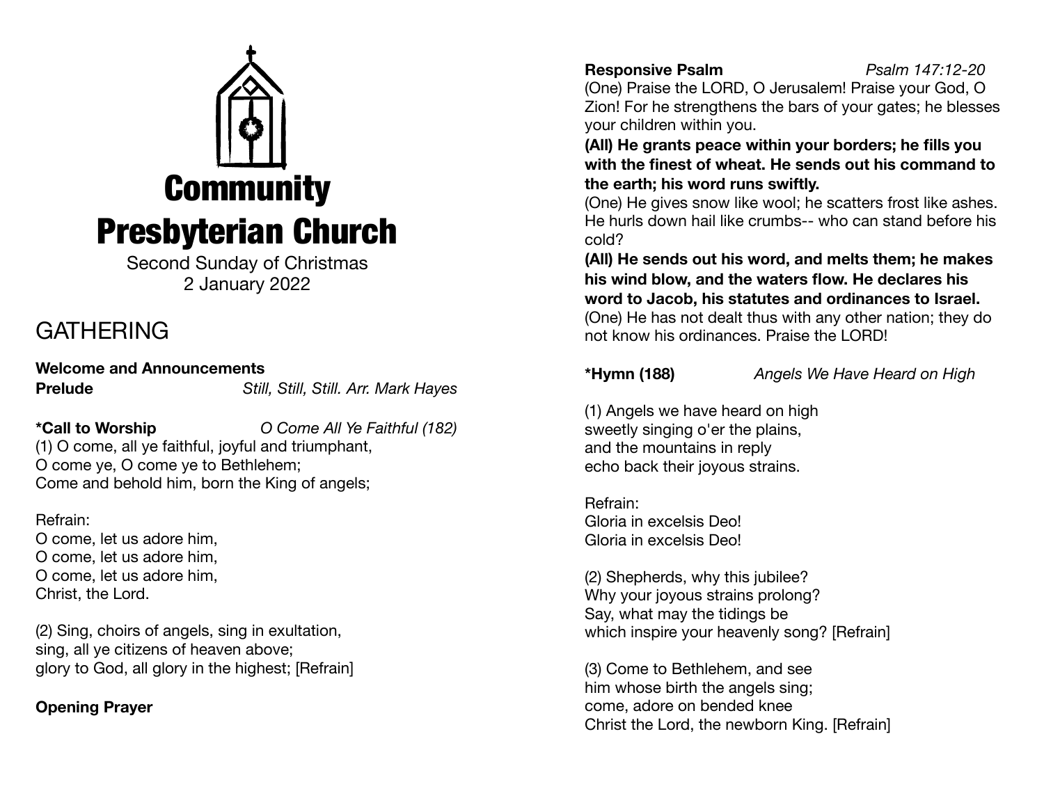# Community Presbyterian Church

Second Sunday of Christmas
2 January 2022

## GATHERING

**Welcome and Announcements**

**Prelude** *Still, Still, Still. Arr. Mark Hayes*

**\*Call to Worship** *O Come All Ye Faithful (182)*

(1) O come, all ye faithful, joyful and triumphant,
O come ye, O come ye to Bethlehem;
Come and behold him, born the King of angels;

Refrain:
O come, let us adore him,
O come, let us adore him,
O come, let us adore him,
Christ, the Lord.

(2) Sing, choirs of angels, sing in exultation,
sing, all ye citizens of heaven above;
glory to God, all glory in the highest; [Refrain]

**Opening Prayer**

**Responsive Psalm** *Psalm 147:12-20*

(One) Praise the LORD, O Jerusalem! Praise your God, O Zion! For he strengthens the bars of your gates; he blesses your children within you.

**(All) He grants peace within your borders; he fills you with the finest of wheat. He sends out his command to the earth; his word runs swiftly.**

(One) He gives snow like wool; he scatters frost like ashes. He hurls down hail like crumbs-- who can stand before his cold?

**(All) He sends out his word, and melts them; he makes his wind blow, and the waters flow. He declares his word to Jacob, his statutes and ordinances to Israel.**

(One) He has not dealt thus with any other nation; they do not know his ordinances. Praise the LORD!

**\*Hymn (188)** *Angels We Have Heard on High*

(1) Angels we have heard on high
sweetly singing o'er the plains,
and the mountains in reply
echo back their joyous strains.

Refrain:
Gloria in excelsis Deo!
Gloria in excelsis Deo!

(2) Shepherds, why this jubilee?
Why your joyous strains prolong?
Say, what may the tidings be
which inspire your heavenly song? [Refrain]

(3) Come to Bethlehem, and see
him whose birth the angels sing;
come, adore on bended knee
Christ the Lord, the newborn King. [Refrain]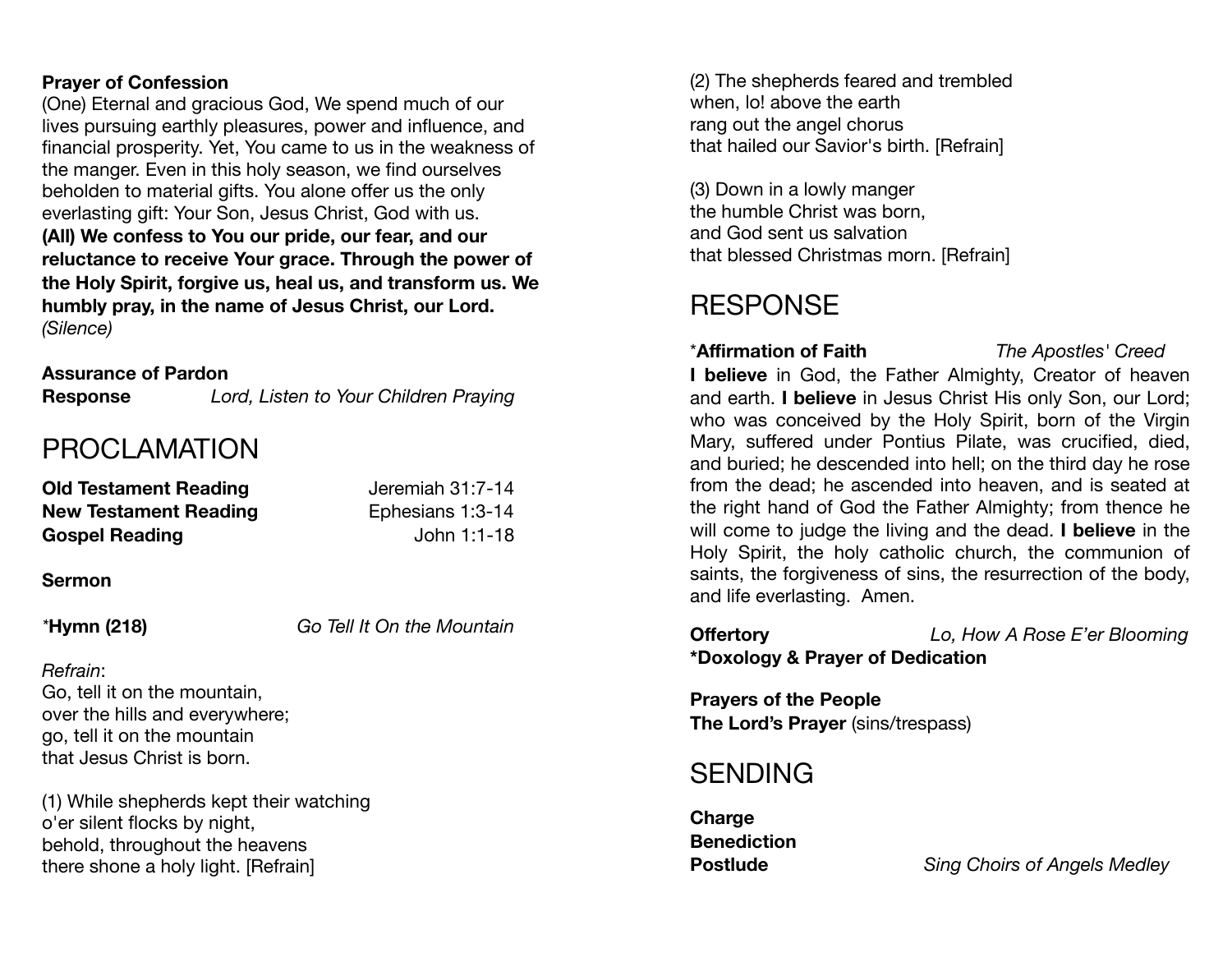**Prayer of Confession**
(One) Eternal and gracious God, We spend much of our lives pursuing earthly pleasures, power and influence, and financial prosperity. Yet, You came to us in the weakness of the manger. Even in this holy season, we find ourselves beholden to material gifts. You alone offer us the only everlasting gift: Your Son, Jesus Christ, God with us.
**(All) We confess to You our pride, our fear, and our reluctance to receive Your grace. Through the power of the Holy Spirit, forgive us, heal us, and transform us. We humbly pray, in the name of Jesus Christ, our Lord.**
*(Silence)*

**Assurance of Pardon**
**Response** *Lord, Listen to Your Children Praying*

# PROCLAMATION

**Old Testament Reading** Jeremiah 31:7-14
**New Testament Reading** Ephesians 1:3-14
**Gospel Reading** John 1:1-18

**Sermon**

*__Hymn (218)__ *Go Tell It On the Mountain*

*Refrain*:
Go, tell it on the mountain,
over the hills and everywhere;
go, tell it on the mountain
that Jesus Christ is born.

(1) While shepherds kept their watching
o'er silent flocks by night,
behold, throughout the heavens
there shone a holy light. [Refrain]

(2) The shepherds feared and trembled
when, lo! above the earth
rang out the angel chorus
that hailed our Savior's birth. [Refrain]

(3) Down in a lowly manger
the humble Christ was born,
and God sent us salvation
that blessed Christmas morn. [Refrain]

# RESPONSE

*__Affirmation of Faith__ *The Apostles' Creed*
**I believe** in God, the Father Almighty, Creator of heaven and earth. **I believe** in Jesus Christ His only Son, our Lord; who was conceived by the Holy Spirit, born of the Virgin Mary, suffered under Pontius Pilate, was crucified, died, and buried; he descended into hell; on the third day he rose from the dead; he ascended into heaven, and is seated at the right hand of God the Father Almighty; from thence he will come to judge the living and the dead. **I believe** in the Holy Spirit, the holy catholic church, the communion of saints, the forgiveness of sins, the resurrection of the body, and life everlasting. Amen.

**Offertory** *Lo, How A Rose E'er Blooming*
**\*Doxology & Prayer of Dedication**

**Prayers of the People**
**The Lord's Prayer** (sins/trespass)

# SENDING

**Charge**
**Benediction**
**Postlude** *Sing Choirs of Angels Medley*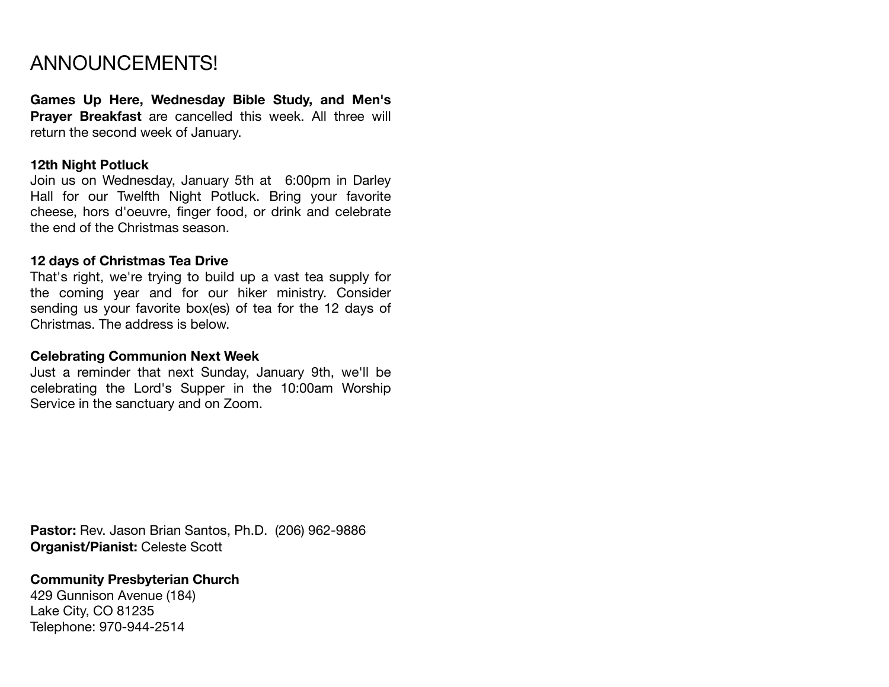# ANNOUNCEMENTS!

**Games Up Here, Wednesday Bible Study, and Men's Prayer Breakfast** are cancelled this week. All three will return the second week of January.

**12th Night Potluck**
Join us on Wednesday, January 5th at 6:00pm in Darley Hall for our Twelfth Night Potluck. Bring your favorite cheese, hors d'oeuvre, finger food, or drink and celebrate the end of the Christmas season.

**12 days of Christmas Tea Drive**
That's right, we're trying to build up a vast tea supply for the coming year and for our hiker ministry. Consider sending us your favorite box(es) of tea for the 12 days of Christmas. The address is below.

**Celebrating Communion Next Week**
Just a reminder that next Sunday, January 9th, we'll be celebrating the Lord's Supper in the 10:00am Worship Service in the sanctuary and on Zoom.

**Pastor:** Rev. Jason Brian Santos, Ph.D. (206) 962-9886
**Organist/Pianist:** Celeste Scott

**Community Presbyterian Church**
429 Gunnison Avenue (184)
Lake City, CO 81235
Telephone: 970-944-2514